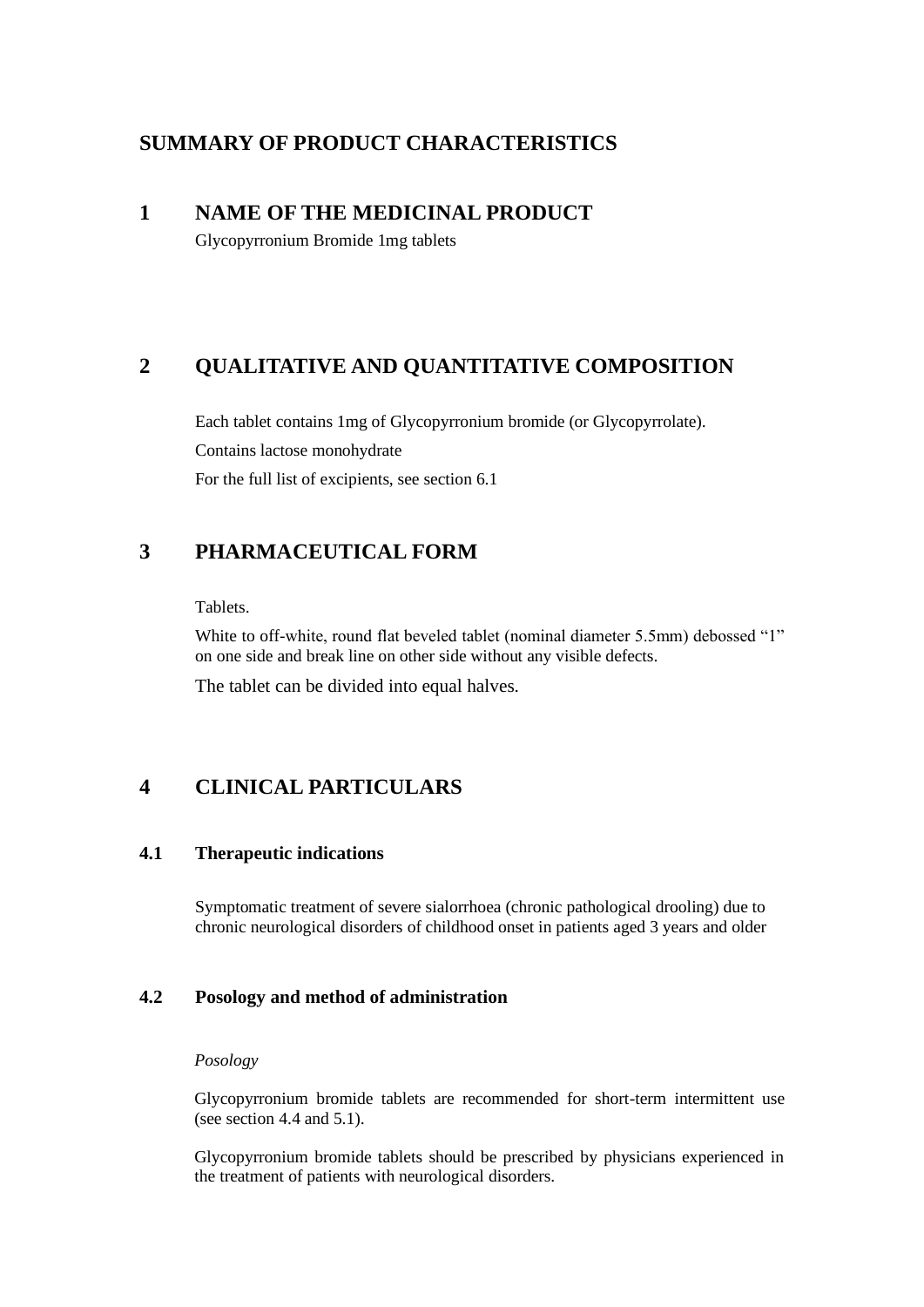# SUMMARY OF PRODUCT CHARACTERISTICS

## 1 NAME OF THE MEDICINAL PRODUCT

Glycopyrronium Bromide 1mg tablets

## 2 QUALITATIVE AND QUANTITATIVE COMPOSITION

Each tablet contains 1mg of Glycopyrronium bromide (or Glycopyrrolate).

Contains lactose monohydrate

For the full list of excipients, see section 6.1

## 3 PHARMACEUTICAL FORM

Tablets.

White to off-white, round flat beveled tablet (nominal diameter 5.5mm) debossed "1" on one side and break line on other side without any visible defects.

The tablet can be divided into equal halves.

## 4 CLINICAL PARTICULARS

### 4.1 Therapeutic indications

Symptomatic treatment of severe sialorrhoea (chronic pathological drooling) due to chronic neurological disorders of childhood onset in patients aged 3 years and older

### 4.2 Posology and method of administration

*Posology*

Glycopyrronium bromide tablets are recommended for short-term intermittent use (see section 4.4 and 5.1).

Glycopyrronium bromide tablets should be prescribed by physicians experienced in the treatment of patients with neurological disorders.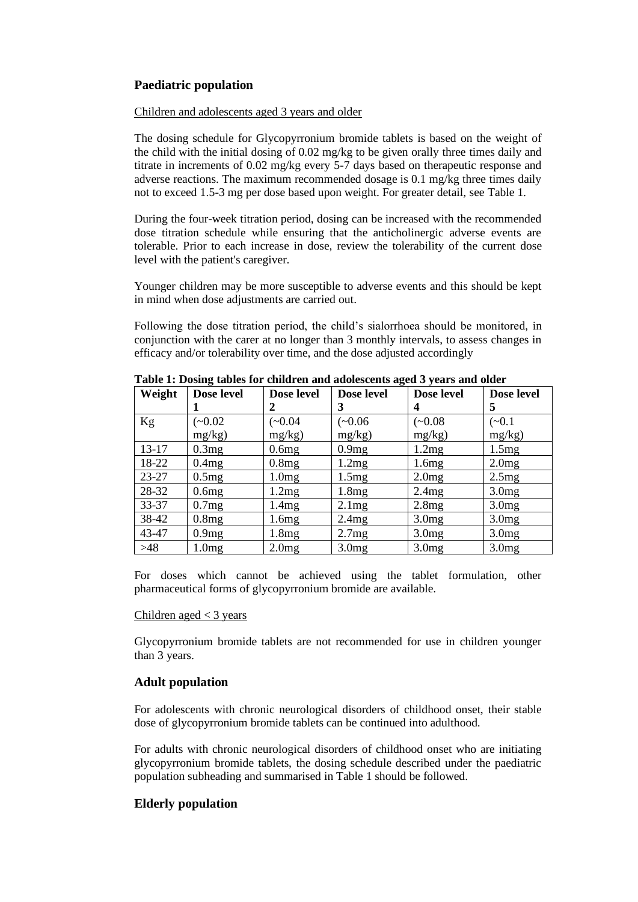## Paediatric population

Children and adolescents aged 3 years and older

The dosing schedule for Glycopyrronium bromide tablets is based on the weight of the child with the initial dosing of 0.02 mg/kg to be given orally three times daily and titrate in increments of 0.02 mg/kg every 5-7 days based on therapeutic response and adverse reactions. The maximum recommended dosage is 0.1 mg/kg three times daily not to exceed 1.5-3 mg per dose based upon weight. For greater detail, see Table 1.

During the four-week titration period, dosing can be increased with the recommended dose titration schedule while ensuring that the anticholinergic adverse events are tolerable. Prior to each increase in dose, review the tolerability of the current dose level with the patient's caregiver.

Younger children may be more susceptible to adverse events and this should be kept in mind when dose adjustments are carried out.

Following the dose titration period, the child's sialorrhoea should be monitored, in conjunction with the carer at no longer than 3 monthly intervals, to assess changes in efficacy and/or tolerability over time, and the dose adjusted accordingly

**Table 1: Dosing tables for children and adolescents aged 3 years and older**

| **Weight** | **Dose level 1** | **Dose level 2** | **Dose level 3** | **Dose level 4** | **Dose level 5** |
|---|---|---|---|---|---|
| Kg | (~0.02 mg/kg) | (~0.04 mg/kg) | (~0.06 mg/kg) | (~0.08 mg/kg) | (~0.1 mg/kg) |
| 13-17 | 0.3mg | 0.6mg | 0.9mg | 1.2mg | 1.5mg |
| 18-22 | 0.4mg | 0.8mg | 1.2mg | 1.6mg | 2.0mg |
| 23-27 | 0.5mg | 1.0mg | 1.5mg | 2.0mg | 2.5mg |
| 28-32 | 0.6mg | 1.2mg | 1.8mg | 2.4mg | 3.0mg |
| 33-37 | 0.7mg | 1.4mg | 2.1mg | 2.8mg | 3.0mg |
| 38-42 | 0.8mg | 1.6mg | 2.4mg | 3.0mg | 3.0mg |
| 43-47 | 0.9mg | 1.8mg | 2.7mg | 3.0mg | 3.0mg |
| >48 | 1.0mg | 2.0mg | 3.0mg | 3.0mg | 3.0mg |

For doses which cannot be achieved using the tablet formulation, other pharmaceutical forms of glycopyrronium bromide are available.

Children aged < 3 years

Glycopyrronium bromide tablets are not recommended for use in children younger than 3 years.

## Adult population

For adolescents with chronic neurological disorders of childhood onset, their stable dose of glycopyrronium bromide tablets can be continued into adulthood.

For adults with chronic neurological disorders of childhood onset who are initiating glycopyrronium bromide tablets, the dosing schedule described under the paediatric population subheading and summarised in Table 1 should be followed.

## Elderly population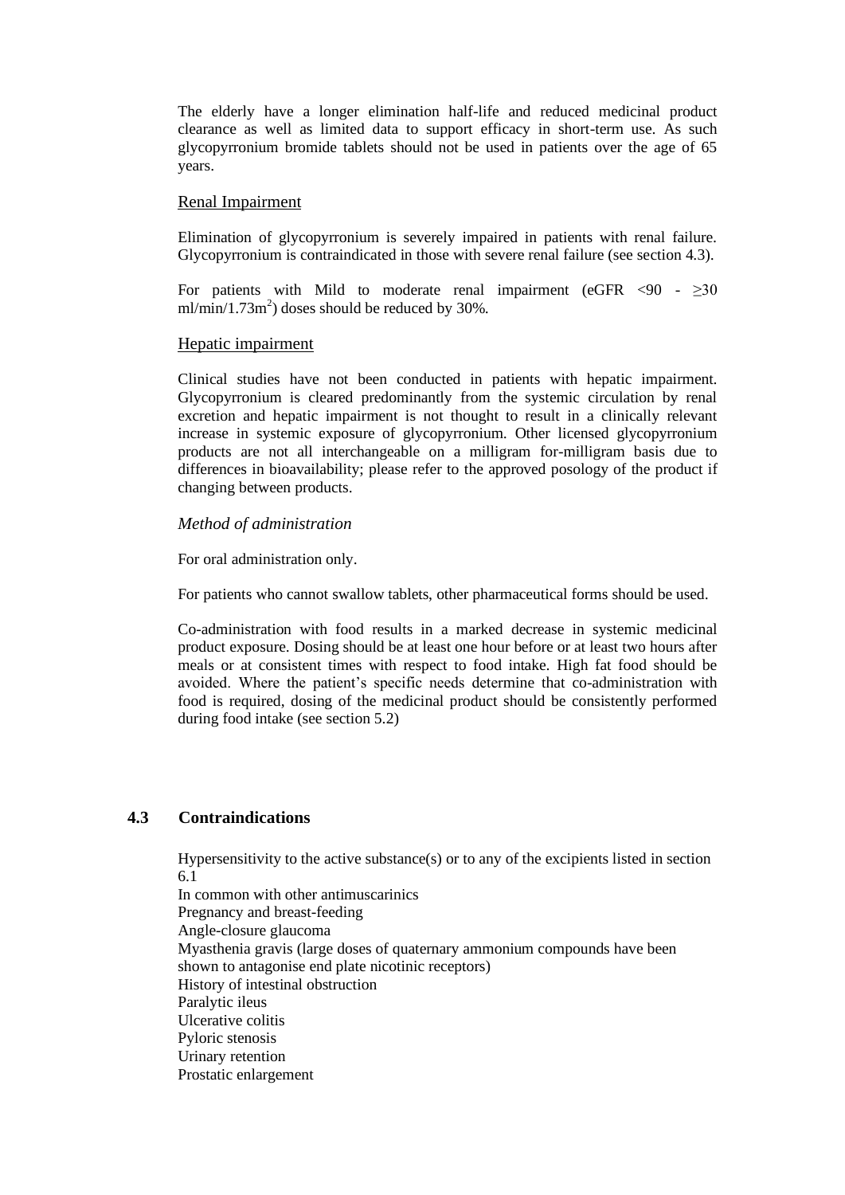The elderly have a longer elimination half-life and reduced medicinal product clearance as well as limited data to support efficacy in short-term use. As such glycopyrronium bromide tablets should not be used in patients over the age of 65 years.

Renal Impairment

Elimination of glycopyrronium is severely impaired in patients with renal failure. Glycopyrronium is contraindicated in those with severe renal failure (see section 4.3).

For patients with Mild to moderate renal impairment (eGFR <90 - ≥30 ml/min/1.73m$^2$) doses should be reduced by 30%.

Hepatic impairment

Clinical studies have not been conducted in patients with hepatic impairment. Glycopyrronium is cleared predominantly from the systemic circulation by renal excretion and hepatic impairment is not thought to result in a clinically relevant increase in systemic exposure of glycopyrronium. Other licensed glycopyrronium products are not all interchangeable on a milligram for-milligram basis due to differences in bioavailability; please refer to the approved posology of the product if changing between products.

*Method of administration*

For oral administration only.

For patients who cannot swallow tablets, other pharmaceutical forms should be used.

Co-administration with food results in a marked decrease in systemic medicinal product exposure. Dosing should be at least one hour before or at least two hours after meals or at consistent times with respect to food intake. High fat food should be avoided. Where the patient's specific needs determine that co-administration with food is required, dosing of the medicinal product should be consistently performed during food intake (see section 5.2)

## 4.3 Contraindications

Hypersensitivity to the active substance(s) or to any of the excipients listed in section 6.1
In common with other antimuscarinics
Pregnancy and breast-feeding
Angle-closure glaucoma
Myasthenia gravis (large doses of quaternary ammonium compounds have been shown to antagonise end plate nicotinic receptors)
History of intestinal obstruction
Paralytic ileus
Ulcerative colitis
Pyloric stenosis
Urinary retention
Prostatic enlargement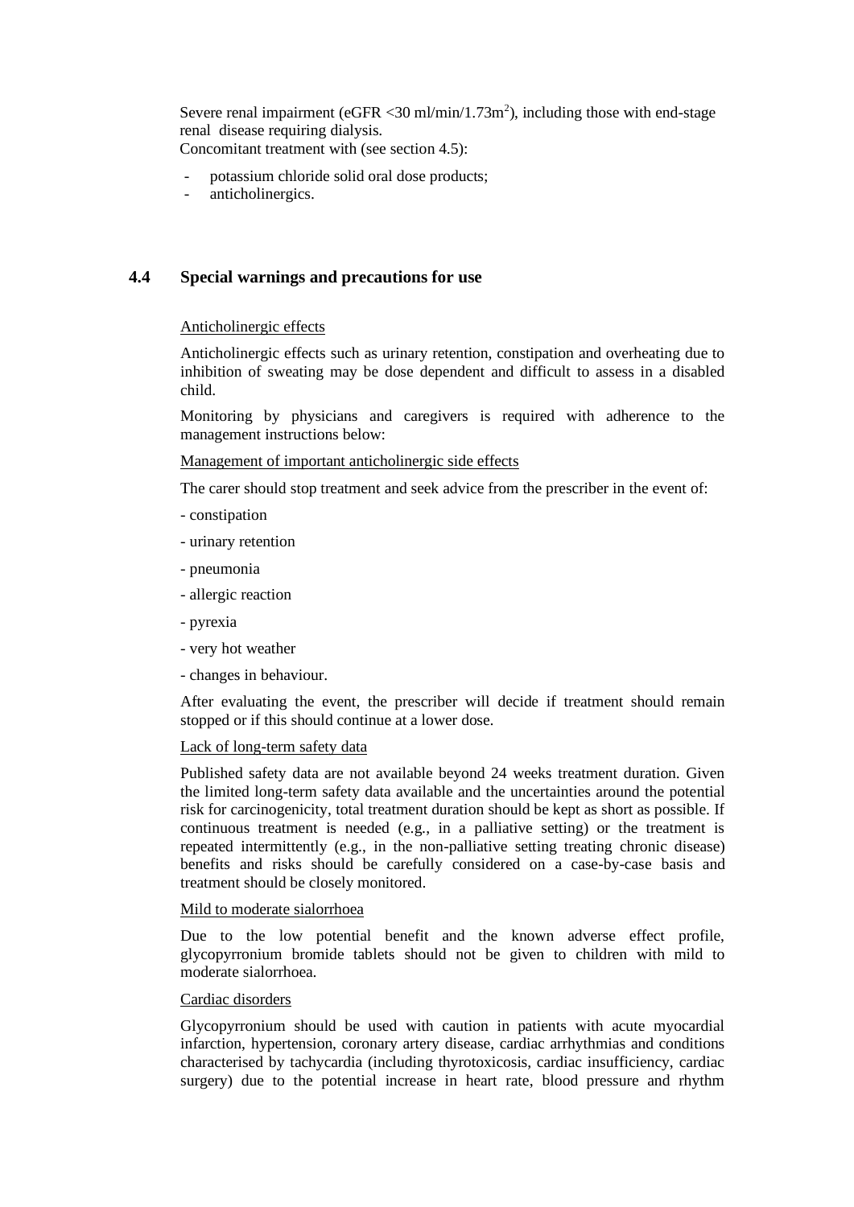Severe renal impairment (eGFR <30 ml/min/1.73m$^2$), including those with end-stage renal disease requiring dialysis.
Concomitant treatment with (see section 4.5):

- potassium chloride solid oral dose products;
- anticholinergics.

## 4.4 Special warnings and precautions for use

Anticholinergic effects

Anticholinergic effects such as urinary retention, constipation and overheating due to inhibition of sweating may be dose dependent and difficult to assess in a disabled child.

Monitoring by physicians and caregivers is required with adherence to the management instructions below:

Management of important anticholinergic side effects

The carer should stop treatment and seek advice from the prescriber in the event of:

- constipation
- urinary retention
- pneumonia
- allergic reaction
- pyrexia
- very hot weather
- changes in behaviour.

After evaluating the event, the prescriber will decide if treatment should remain stopped or if this should continue at a lower dose.

Lack of long-term safety data

Published safety data are not available beyond 24 weeks treatment duration. Given the limited long-term safety data available and the uncertainties around the potential risk for carcinogenicity, total treatment duration should be kept as short as possible. If continuous treatment is needed (e.g., in a palliative setting) or the treatment is repeated intermittently (e.g., in the non-palliative setting treating chronic disease) benefits and risks should be carefully considered on a case-by-case basis and treatment should be closely monitored.

Mild to moderate sialorrhoea

Due to the low potential benefit and the known adverse effect profile, glycopyrronium bromide tablets should not be given to children with mild to moderate sialorrhoea.

Cardiac disorders

Glycopyrronium should be used with caution in patients with acute myocardial infarction, hypertension, coronary artery disease, cardiac arrhythmias and conditions characterised by tachycardia (including thyrotoxicosis, cardiac insufficiency, cardiac surgery) due to the potential increase in heart rate, blood pressure and rhythm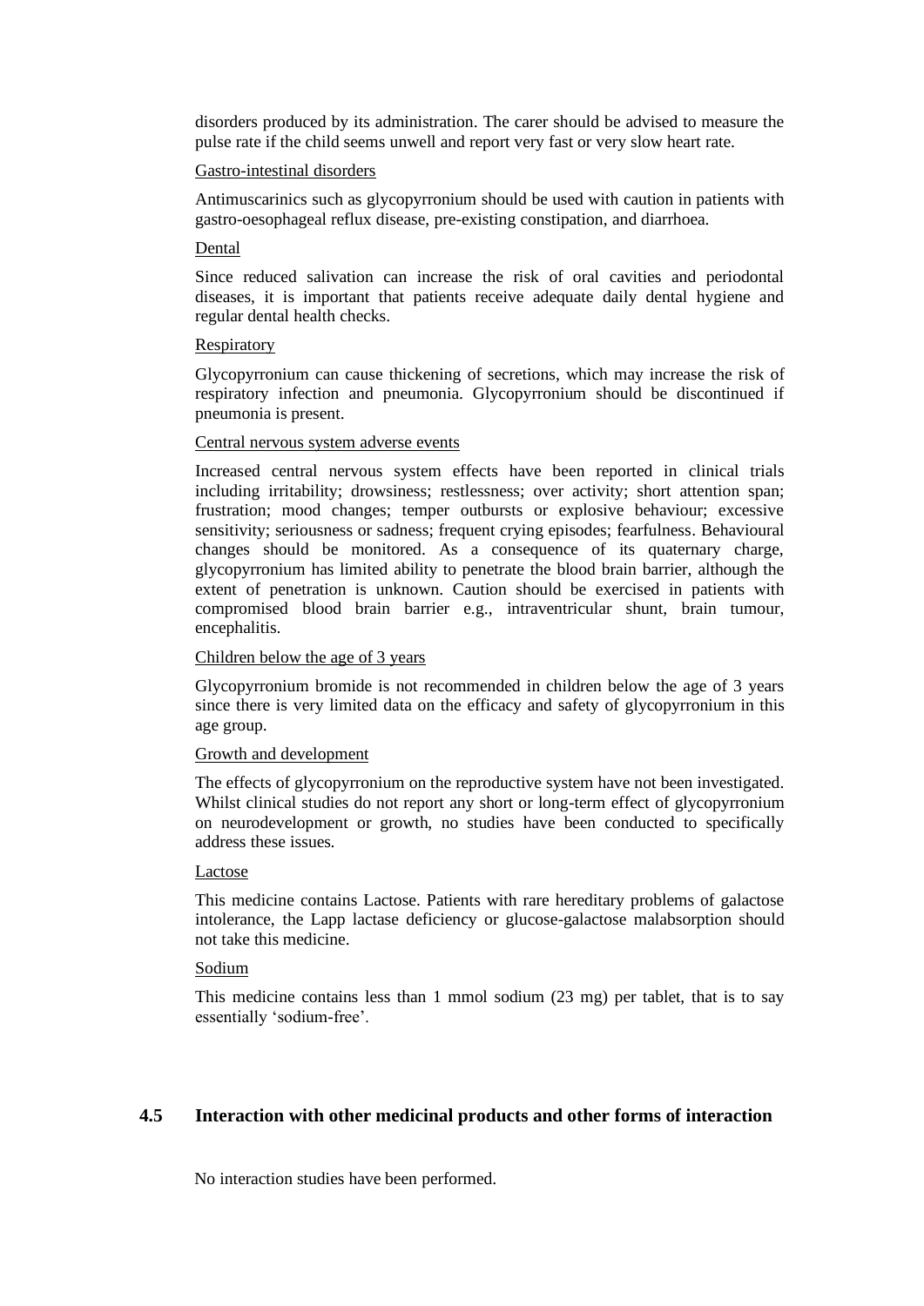disorders produced by its administration. The carer should be advised to measure the pulse rate if the child seems unwell and report very fast or very slow heart rate.

Gastro-intestinal disorders

Antimuscarinics such as glycopyrronium should be used with caution in patients with gastro-oesophageal reflux disease, pre-existing constipation, and diarrhoea.

Dental

Since reduced salivation can increase the risk of oral cavities and periodontal diseases, it is important that patients receive adequate daily dental hygiene and regular dental health checks.

Respiratory

Glycopyrronium can cause thickening of secretions, which may increase the risk of respiratory infection and pneumonia. Glycopyrronium should be discontinued if pneumonia is present.

Central nervous system adverse events

Increased central nervous system effects have been reported in clinical trials including irritability; drowsiness; restlessness; over activity; short attention span; frustration; mood changes; temper outbursts or explosive behaviour; excessive sensitivity; seriousness or sadness; frequent crying episodes; fearfulness. Behavioural changes should be monitored. As a consequence of its quaternary charge, glycopyrronium has limited ability to penetrate the blood brain barrier, although the extent of penetration is unknown. Caution should be exercised in patients with compromised blood brain barrier e.g., intraventricular shunt, brain tumour, encephalitis.

Children below the age of 3 years

Glycopyrronium bromide is not recommended in children below the age of 3 years since there is very limited data on the efficacy and safety of glycopyrronium in this age group.

Growth and development

The effects of glycopyrronium on the reproductive system have not been investigated. Whilst clinical studies do not report any short or long-term effect of glycopyrronium on neurodevelopment or growth, no studies have been conducted to specifically address these issues.

Lactose

This medicine contains Lactose. Patients with rare hereditary problems of galactose intolerance, the Lapp lactase deficiency or glucose-galactose malabsorption should not take this medicine.

Sodium

This medicine contains less than 1 mmol sodium (23 mg) per tablet, that is to say essentially 'sodium-free'.

## 4.5 Interaction with other medicinal products and other forms of interaction

No interaction studies have been performed.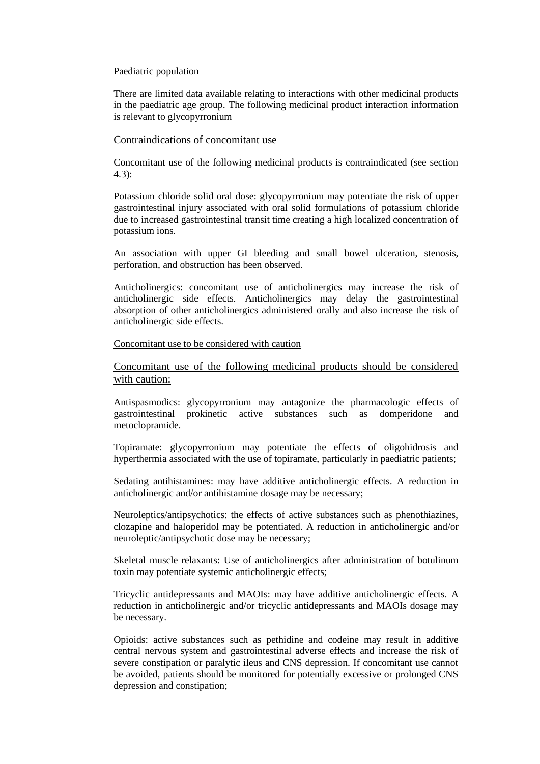Paediatric population

There are limited data available relating to interactions with other medicinal products in the paediatric age group. The following medicinal product interaction information is relevant to glycopyrronium

Contraindications of concomitant use

Concomitant use of the following medicinal products is contraindicated (see section 4.3):

Potassium chloride solid oral dose: glycopyrronium may potentiate the risk of upper gastrointestinal injury associated with oral solid formulations of potassium chloride due to increased gastrointestinal transit time creating a high localized concentration of potassium ions.

An association with upper GI bleeding and small bowel ulceration, stenosis, perforation, and obstruction has been observed.

Anticholinergics: concomitant use of anticholinergics may increase the risk of anticholinergic side effects. Anticholinergics may delay the gastrointestinal absorption of other anticholinergics administered orally and also increase the risk of anticholinergic side effects.

Concomitant use to be considered with caution

Concomitant use of the following medicinal products should be considered with caution:

Antispasmodics: glycopyrronium may antagonize the pharmacologic effects of gastrointestinal prokinetic active substances such as domperidone and metoclopramide.

Topiramate: glycopyrronium may potentiate the effects of oligohidrosis and hyperthermia associated with the use of topiramate, particularly in paediatric patients;

Sedating antihistamines: may have additive anticholinergic effects. A reduction in anticholinergic and/or antihistamine dosage may be necessary;

Neuroleptics/antipsychotics: the effects of active substances such as phenothiazines, clozapine and haloperidol may be potentiated. A reduction in anticholinergic and/or neuroleptic/antipsychotic dose may be necessary;

Skeletal muscle relaxants: Use of anticholinergics after administration of botulinum toxin may potentiate systemic anticholinergic effects;

Tricyclic antidepressants and MAOIs: may have additive anticholinergic effects. A reduction in anticholinergic and/or tricyclic antidepressants and MAOIs dosage may be necessary.

Opioids: active substances such as pethidine and codeine may result in additive central nervous system and gastrointestinal adverse effects and increase the risk of severe constipation or paralytic ileus and CNS depression. If concomitant use cannot be avoided, patients should be monitored for potentially excessive or prolonged CNS depression and constipation;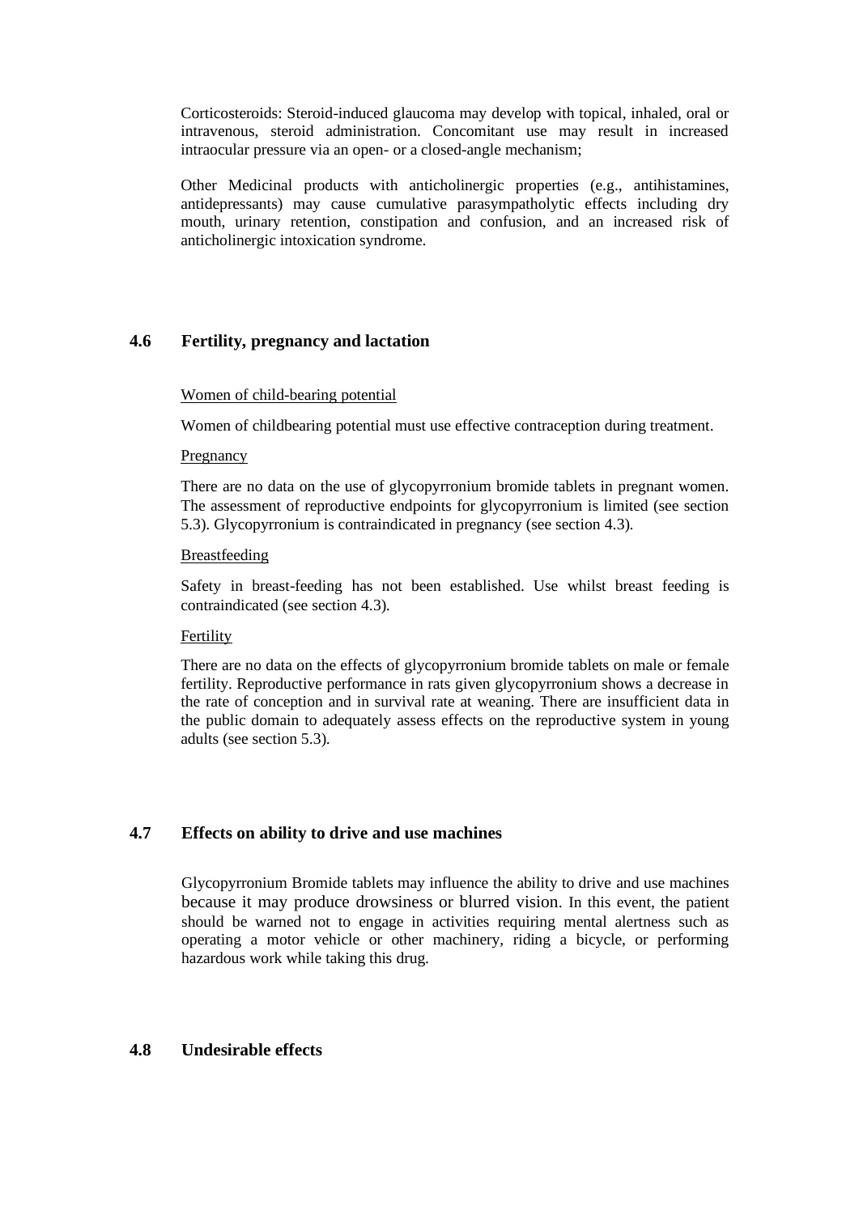Corticosteroids: Steroid-induced glaucoma may develop with topical, inhaled, oral or intravenous, steroid administration. Concomitant use may result in increased intraocular pressure via an open- or a closed-angle mechanism;

Other Medicinal products with anticholinergic properties (e.g., antihistamines, antidepressants) may cause cumulative parasympatholytic effects including dry mouth, urinary retention, constipation and confusion, and an increased risk of anticholinergic intoxication syndrome.

## 4.6 Fertility, pregnancy and lactation

Women of child-bearing potential

Women of childbearing potential must use effective contraception during treatment.

Pregnancy

There are no data on the use of glycopyrronium bromide tablets in pregnant women. The assessment of reproductive endpoints for glycopyrronium is limited (see section 5.3). Glycopyrronium is contraindicated in pregnancy (see section 4.3).

Breastfeeding

Safety in breast-feeding has not been established. Use whilst breast feeding is contraindicated (see section 4.3).

Fertility

There are no data on the effects of glycopyrronium bromide tablets on male or female fertility. Reproductive performance in rats given glycopyrronium shows a decrease in the rate of conception and in survival rate at weaning. There are insufficient data in the public domain to adequately assess effects on the reproductive system in young adults (see section 5.3).

## 4.7 Effects on ability to drive and use machines

Glycopyrronium Bromide tablets may influence the ability to drive and use machines because it may produce drowsiness or blurred vision. In this event, the patient should be warned not to engage in activities requiring mental alertness such as operating a motor vehicle or other machinery, riding a bicycle, or performing hazardous work while taking this drug.

## 4.8 Undesirable effects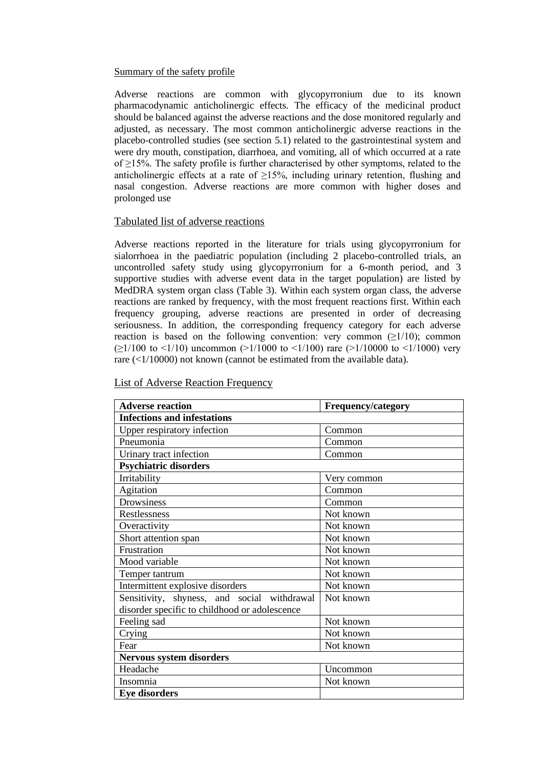Summary of the safety profile

Adverse reactions are common with glycopyrronium due to its known pharmacodynamic anticholinergic effects. The efficacy of the medicinal product should be balanced against the adverse reactions and the dose monitored regularly and adjusted, as necessary. The most common anticholinergic adverse reactions in the placebo-controlled studies (see section 5.1) related to the gastrointestinal system and were dry mouth, constipation, diarrhoea, and vomiting, all of which occurred at a rate of ≥15%. The safety profile is further characterised by other symptoms, related to the anticholinergic effects at a rate of ≥15%, including urinary retention, flushing and nasal congestion. Adverse reactions are more common with higher doses and prolonged use

## Tabulated list of adverse reactions

Adverse reactions reported in the literature for trials using glycopyrronium for sialorrhoea in the paediatric population (including 2 placebo-controlled trials, an uncontrolled safety study using glycopyrronium for a 6-month period, and 3 supportive studies with adverse event data in the target population) are listed by MedDRA system organ class (Table 3). Within each system organ class, the adverse reactions are ranked by frequency, with the most frequent reactions first. Within each frequency grouping, adverse reactions are presented in order of decreasing seriousness. In addition, the corresponding frequency category for each adverse reaction is based on the following convention: very common (≥1/10); common (≥1/100 to <1/10) uncommon (>1/1000 to <1/100) rare (>1/10000 to <1/1000) very rare (<1/10000) not known (cannot be estimated from the available data).

List of Adverse Reaction Frequency

| **Adverse reaction** | **Frequency/category** |
|---|---|
| **Infections and infestations** | |
| Upper respiratory infection | Common |
| Pneumonia | Common |
| Urinary tract infection | Common |
| **Psychiatric disorders** | |
| Irritability | Very common |
| Agitation | Common |
| Drowsiness | Common |
| Restlessness | Not known |
| Overactivity | Not known |
| Short attention span | Not known |
| Frustration | Not known |
| Mood variable | Not known |
| Temper tantrum | Not known |
| Intermittent explosive disorders | Not known |
| Sensitivity, shyness, and social withdrawal disorder specific to childhood or adolescence | Not known |
| Feeling sad | Not known |
| Crying | Not known |
| Fear | Not known |
| **Nervous system disorders** | |
| Headache | Uncommon |
| Insomnia | Not known |
| **Eye disorders** | |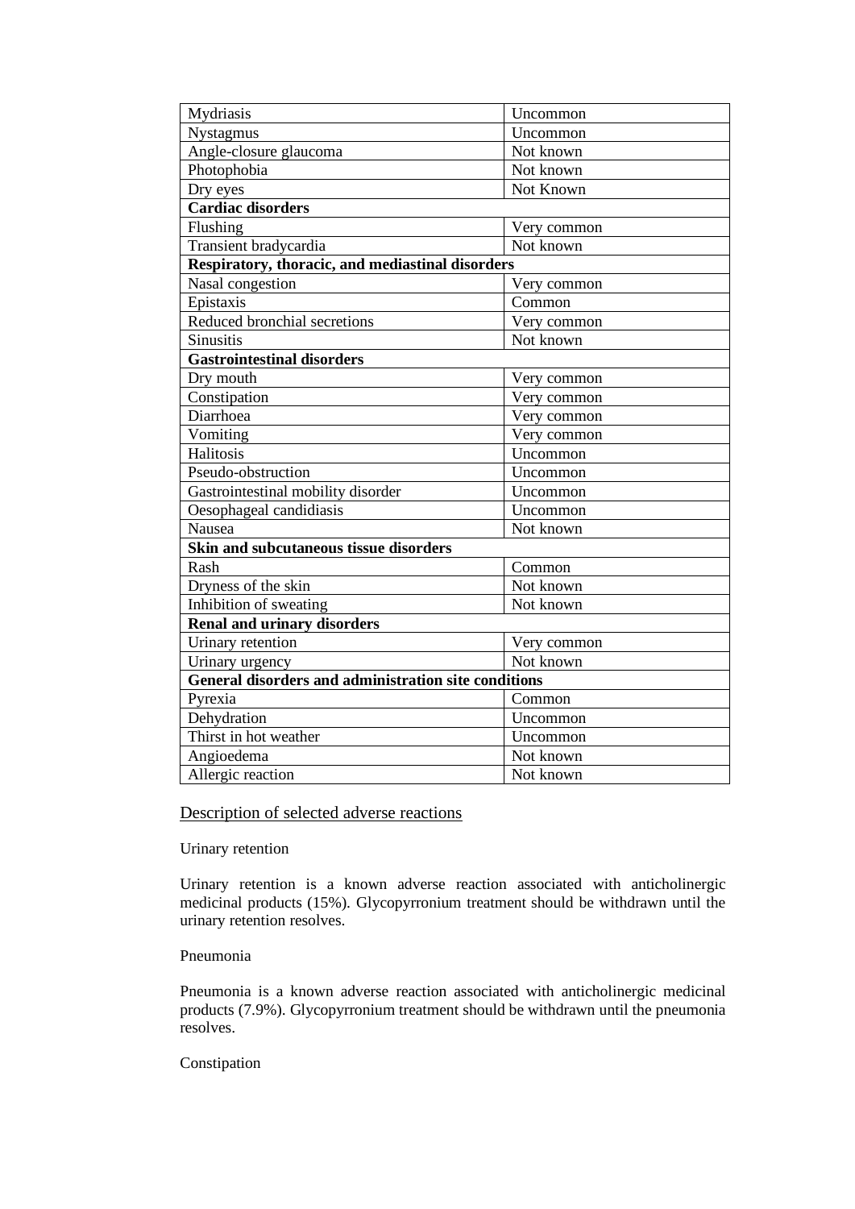| | |
|---|---|
| Mydriasis | Uncommon |
| Nystagmus | Uncommon |
| Angle-closure glaucoma | Not known |
| Photophobia | Not known |
| Dry eyes | Not Known |
| **Cardiac disorders** | |
| Flushing | Very common |
| Transient bradycardia | Not known |
| **Respiratory, thoracic, and mediastinal disorders** | |
| Nasal congestion | Very common |
| Epistaxis | Common |
| Reduced bronchial secretions | Very common |
| Sinusitis | Not known |
| **Gastrointestinal disorders** | |
| Dry mouth | Very common |
| Constipation | Very common |
| Diarrhoea | Very common |
| Vomiting | Very common |
| Halitosis | Uncommon |
| Pseudo-obstruction | Uncommon |
| Gastrointestinal mobility disorder | Uncommon |
| Oesophageal candidiasis | Uncommon |
| Nausea | Not known |
| **Skin and subcutaneous tissue disorders** | |
| Rash | Common |
| Dryness of the skin | Not known |
| Inhibition of sweating | Not known |
| **Renal and urinary disorders** | |
| Urinary retention | Very common |
| Urinary urgency | Not known |
| **General disorders and administration site conditions** | |
| Pyrexia | Common |
| Dehydration | Uncommon |
| Thirst in hot weather | Uncommon |
| Angioedema | Not known |
| Allergic reaction | Not known |

## Description of selected adverse reactions

Urinary retention

Urinary retention is a known adverse reaction associated with anticholinergic medicinal products (15%). Glycopyrronium treatment should be withdrawn until the urinary retention resolves.

Pneumonia

Pneumonia is a known adverse reaction associated with anticholinergic medicinal products (7.9%). Glycopyrronium treatment should be withdrawn until the pneumonia resolves.

Constipation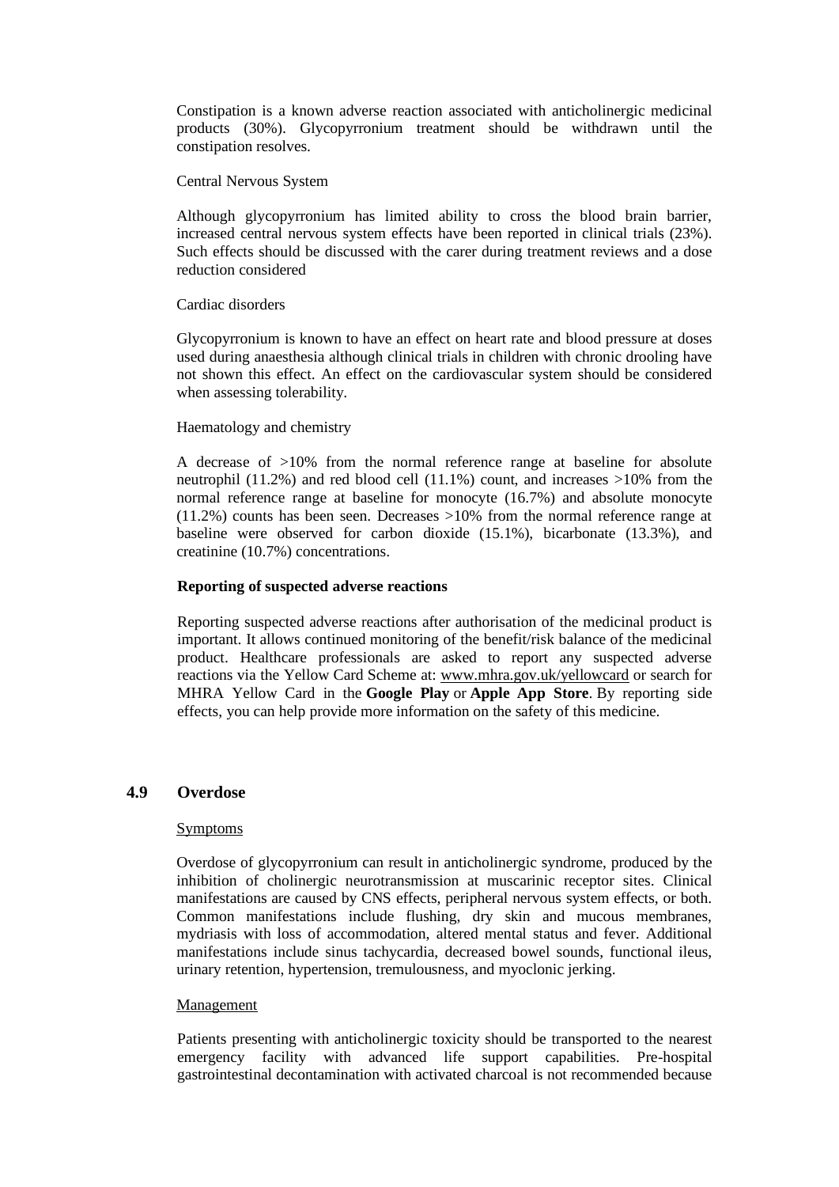Constipation is a known adverse reaction associated with anticholinergic medicinal products (30%). Glycopyrronium treatment should be withdrawn until the constipation resolves.

Central Nervous System

Although glycopyrronium has limited ability to cross the blood brain barrier, increased central nervous system effects have been reported in clinical trials (23%). Such effects should be discussed with the carer during treatment reviews and a dose reduction considered

Cardiac disorders

Glycopyrronium is known to have an effect on heart rate and blood pressure at doses used during anaesthesia although clinical trials in children with chronic drooling have not shown this effect. An effect on the cardiovascular system should be considered when assessing tolerability.

Haematology and chemistry

A decrease of >10% from the normal reference range at baseline for absolute neutrophil (11.2%) and red blood cell (11.1%) count, and increases >10% from the normal reference range at baseline for monocyte (16.7%) and absolute monocyte (11.2%) counts has been seen. Decreases >10% from the normal reference range at baseline were observed for carbon dioxide (15.1%), bicarbonate (13.3%), and creatinine (10.7%) concentrations.

**Reporting of suspected adverse reactions**

Reporting suspected adverse reactions after authorisation of the medicinal product is important. It allows continued monitoring of the benefit/risk balance of the medicinal product. Healthcare professionals are asked to report any suspected adverse reactions via the Yellow Card Scheme at: www.mhra.gov.uk/yellowcard or search for MHRA Yellow Card in the **Google Play** or **Apple App Store**. By reporting side effects, you can help provide more information on the safety of this medicine.

## 4.9 Overdose

Symptoms

Overdose of glycopyrronium can result in anticholinergic syndrome, produced by the inhibition of cholinergic neurotransmission at muscarinic receptor sites. Clinical manifestations are caused by CNS effects, peripheral nervous system effects, or both. Common manifestations include flushing, dry skin and mucous membranes, mydriasis with loss of accommodation, altered mental status and fever. Additional manifestations include sinus tachycardia, decreased bowel sounds, functional ileus, urinary retention, hypertension, tremulousness, and myoclonic jerking.

Management

Patients presenting with anticholinergic toxicity should be transported to the nearest emergency facility with advanced life support capabilities. Pre-hospital gastrointestinal decontamination with activated charcoal is not recommended because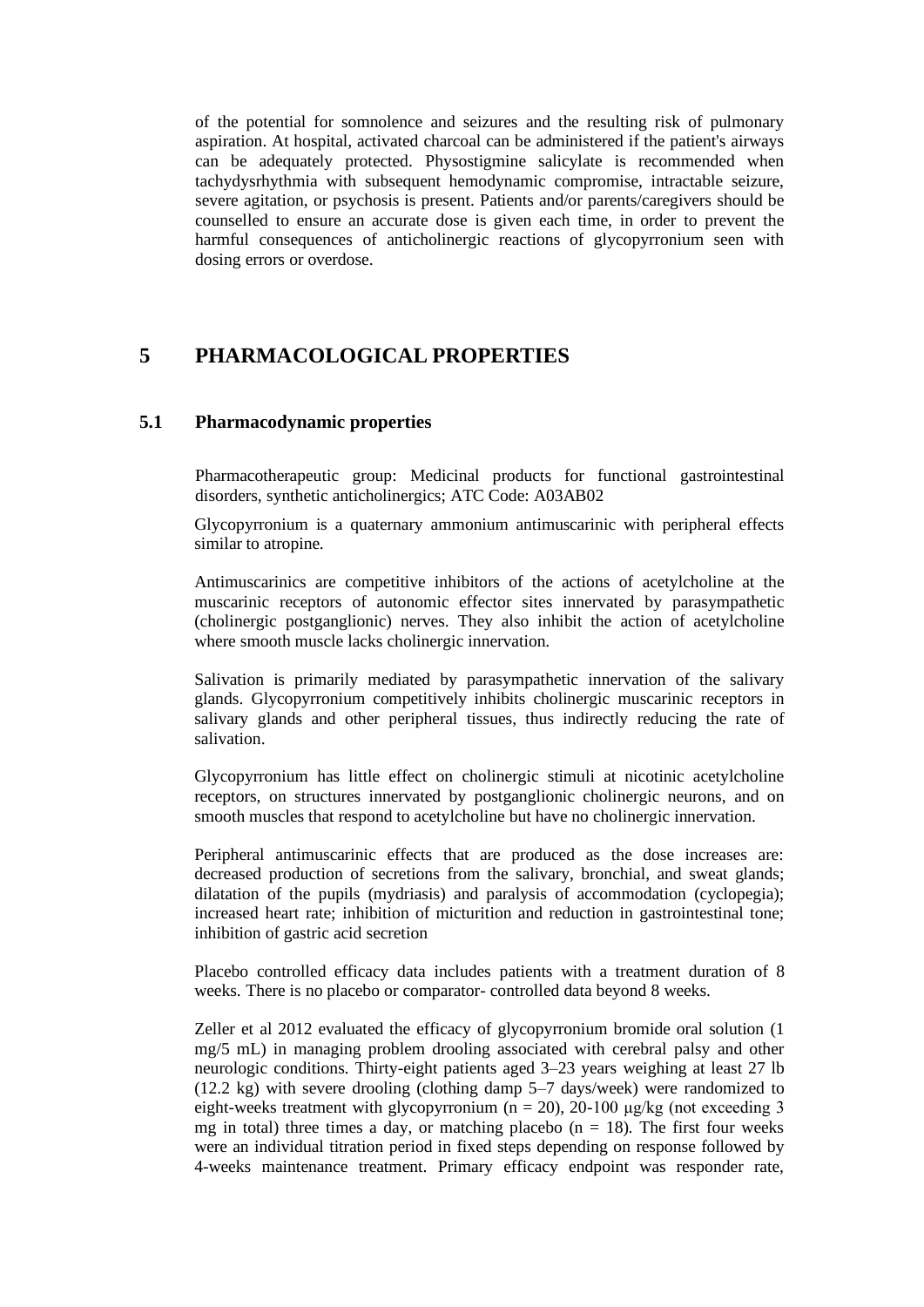of the potential for somnolence and seizures and the resulting risk of pulmonary aspiration. At hospital, activated charcoal can be administered if the patient's airways can be adequately protected. Physostigmine salicylate is recommended when tachydysrhythmia with subsequent hemodynamic compromise, intractable seizure, severe agitation, or psychosis is present. Patients and/or parents/caregivers should be counselled to ensure an accurate dose is given each time, in order to prevent the harmful consequences of anticholinergic reactions of glycopyrronium seen with dosing errors or overdose.

# 5 PHARMACOLOGICAL PROPERTIES

## 5.1 Pharmacodynamic properties

Pharmacotherapeutic group: Medicinal products for functional gastrointestinal disorders, synthetic anticholinergics; ATC Code: A03AB02

Glycopyrronium is a quaternary ammonium antimuscarinic with peripheral effects similar to atropine.

Antimuscarinics are competitive inhibitors of the actions of acetylcholine at the muscarinic receptors of autonomic effector sites innervated by parasympathetic (cholinergic postganglionic) nerves. They also inhibit the action of acetylcholine where smooth muscle lacks cholinergic innervation.

Salivation is primarily mediated by parasympathetic innervation of the salivary glands. Glycopyrronium competitively inhibits cholinergic muscarinic receptors in salivary glands and other peripheral tissues, thus indirectly reducing the rate of salivation.

Glycopyrronium has little effect on cholinergic stimuli at nicotinic acetylcholine receptors, on structures innervated by postganglionic cholinergic neurons, and on smooth muscles that respond to acetylcholine but have no cholinergic innervation.

Peripheral antimuscarinic effects that are produced as the dose increases are: decreased production of secretions from the salivary, bronchial, and sweat glands; dilatation of the pupils (mydriasis) and paralysis of accommodation (cyclopegia); increased heart rate; inhibition of micturition and reduction in gastrointestinal tone; inhibition of gastric acid secretion

Placebo controlled efficacy data includes patients with a treatment duration of 8 weeks. There is no placebo or comparator- controlled data beyond 8 weeks.

Zeller et al 2012 evaluated the efficacy of glycopyrronium bromide oral solution (1 mg/5 mL) in managing problem drooling associated with cerebral palsy and other neurologic conditions. Thirty-eight patients aged 3–23 years weighing at least 27 lb (12.2 kg) with severe drooling (clothing damp 5–7 days/week) were randomized to eight-weeks treatment with glycopyrronium ($n = 20$), 20-100 μg/kg (not exceeding 3 mg in total) three times a day, or matching placebo ($n = 18$). The first four weeks were an individual titration period in fixed steps depending on response followed by 4-weeks maintenance treatment. Primary efficacy endpoint was responder rate,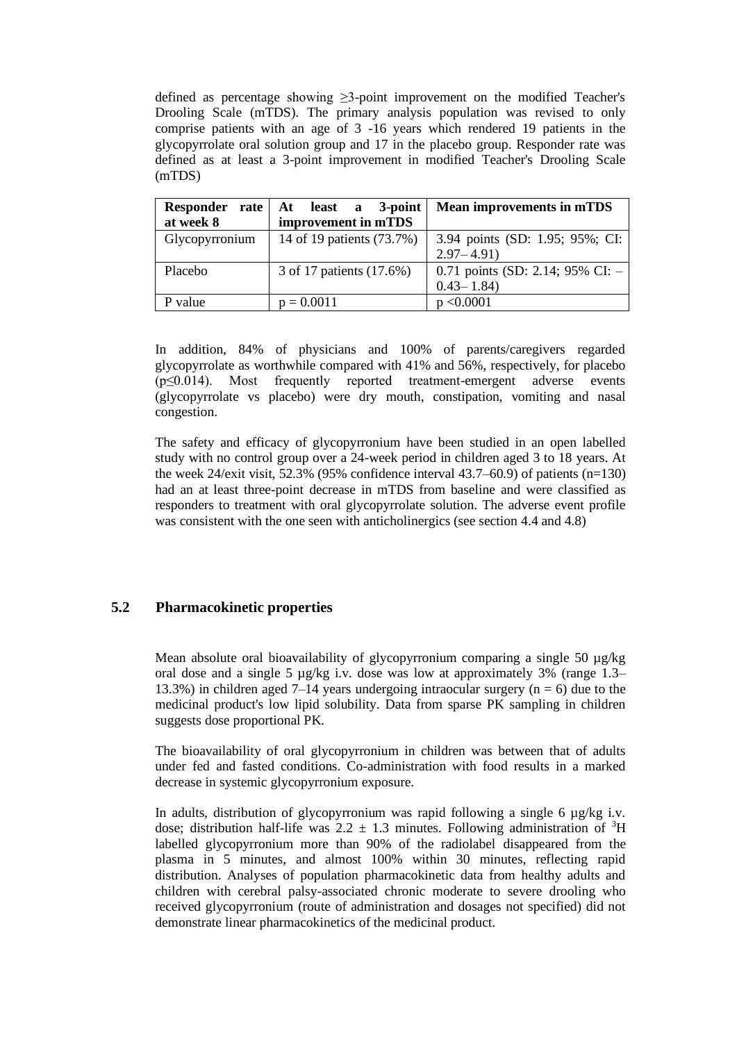defined as percentage showing ≥3-point improvement on the modified Teacher's Drooling Scale (mTDS). The primary analysis population was revised to only comprise patients with an age of 3 -16 years which rendered 19 patients in the glycopyrrolate oral solution group and 17 in the placebo group. Responder rate was defined as at least a 3-point improvement in modified Teacher's Drooling Scale (mTDS)

| Responder rate at week 8 | At least a 3-point improvement in mTDS | Mean improvements in mTDS |
|---|---|---|
| Glycopyrronium | 14 of 19 patients (73.7%) | 3.94 points (SD: 1.95; 95%; CI: 2.97– 4.91) |
| Placebo | 3 of 17 patients (17.6%) | 0.71 points (SD: 2.14; 95% CI: –0.43– 1.84) |
| P value | p = 0.0011 | p <0.0001 |

In addition, 84% of physicians and 100% of parents/caregivers regarded glycopyrrolate as worthwhile compared with 41% and 56%, respectively, for placebo (p≤0.014). Most frequently reported treatment-emergent adverse events (glycopyrrolate vs placebo) were dry mouth, constipation, vomiting and nasal congestion.

The safety and efficacy of glycopyrronium have been studied in an open labelled study with no control group over a 24-week period in children aged 3 to 18 years. At the week 24/exit visit, 52.3% (95% confidence interval 43.7–60.9) of patients (n=130) had an at least three-point decrease in mTDS from baseline and were classified as responders to treatment with oral glycopyrrolate solution. The adverse event profile was consistent with the one seen with anticholinergics (see section 4.4 and 4.8)

## 5.2 Pharmacokinetic properties

Mean absolute oral bioavailability of glycopyrronium comparing a single 50 µg/kg oral dose and a single 5 µg/kg i.v. dose was low at approximately 3% (range 1.3–13.3%) in children aged 7–14 years undergoing intraocular surgery (n = 6) due to the medicinal product's low lipid solubility. Data from sparse PK sampling in children suggests dose proportional PK.

The bioavailability of oral glycopyrronium in children was between that of adults under fed and fasted conditions. Co-administration with food results in a marked decrease in systemic glycopyrronium exposure.

In adults, distribution of glycopyrronium was rapid following a single 6 µg/kg i.v. dose; distribution half-life was 2.2 ± 1.3 minutes. Following administration of $^{3}H$ labelled glycopyrronium more than 90% of the radiolabel disappeared from the plasma in 5 minutes, and almost 100% within 30 minutes, reflecting rapid distribution. Analyses of population pharmacokinetic data from healthy adults and children with cerebral palsy-associated chronic moderate to severe drooling who received glycopyrronium (route of administration and dosages not specified) did not demonstrate linear pharmacokinetics of the medicinal product.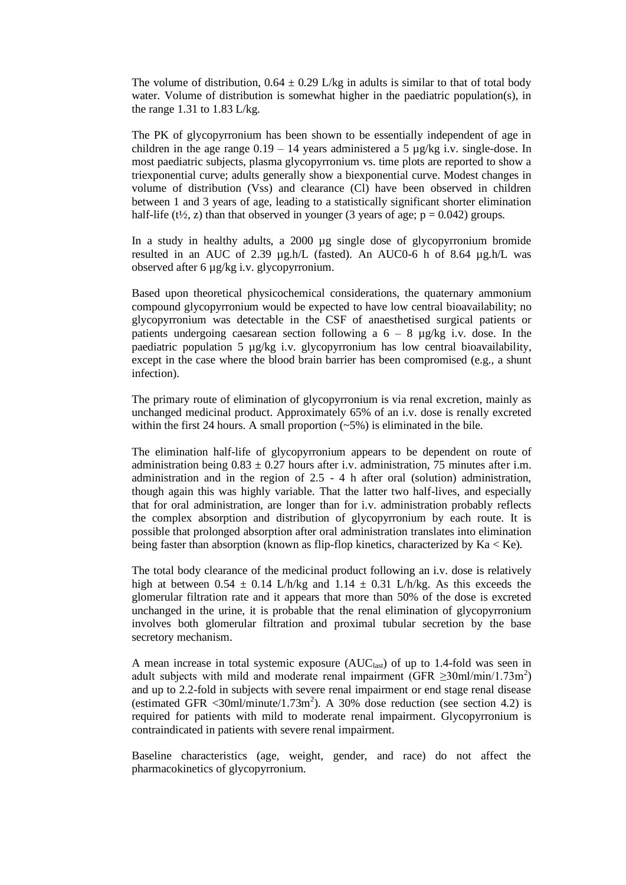The volume of distribution, $0.64 \pm 0.29$ L/kg in adults is similar to that of total body water. Volume of distribution is somewhat higher in the paediatric population(s), in the range 1.31 to 1.83 L/kg.

The PK of glycopyrronium has been shown to be essentially independent of age in children in the age range 0.19 – 14 years administered a 5 µg/kg i.v. single-dose. In most paediatric subjects, plasma glycopyrronium vs. time plots are reported to show a triexponential curve; adults generally show a biexponential curve. Modest changes in volume of distribution (Vss) and clearance (Cl) have been observed in children between 1 and 3 years of age, leading to a statistically significant shorter elimination half-life (t½, z) than that observed in younger (3 years of age; $p = 0.042$) groups.

In a study in healthy adults, a 2000 µg single dose of glycopyrronium bromide resulted in an AUC of 2.39 µg.h/L (fasted). An AUC0-6 h of 8.64 µg.h/L was observed after 6 µg/kg i.v. glycopyrronium.

Based upon theoretical physicochemical considerations, the quaternary ammonium compound glycopyrronium would be expected to have low central bioavailability; no glycopyrronium was detectable in the CSF of anaesthetised surgical patients or patients undergoing caesarean section following a 6 – 8 µg/kg i.v. dose. In the paediatric population 5 µg/kg i.v. glycopyrronium has low central bioavailability, except in the case where the blood brain barrier has been compromised (e.g., a shunt infection).

The primary route of elimination of glycopyrronium is via renal excretion, mainly as unchanged medicinal product. Approximately 65% of an i.v. dose is renally excreted within the first 24 hours. A small proportion (~5%) is eliminated in the bile.

The elimination half-life of glycopyrronium appears to be dependent on route of administration being $0.83 \pm 0.27$ hours after i.v. administration, 75 minutes after i.m. administration and in the region of 2.5 - 4 h after oral (solution) administration, though again this was highly variable. That the latter two half-lives, and especially that for oral administration, are longer than for i.v. administration probably reflects the complex absorption and distribution of glycopyrronium by each route. It is possible that prolonged absorption after oral administration translates into elimination being faster than absorption (known as flip-flop kinetics, characterized by $Ka < Ke$).

The total body clearance of the medicinal product following an i.v. dose is relatively high at between $0.54 \pm 0.14$ L/h/kg and $1.14 \pm 0.31$ L/h/kg. As this exceeds the glomerular filtration rate and it appears that more than 50% of the dose is excreted unchanged in the urine, it is probable that the renal elimination of glycopyrronium involves both glomerular filtration and proximal tubular secretion by the base secretory mechanism.

A mean increase in total systemic exposure ($AUC_{last}$) of up to 1.4-fold was seen in adult subjects with mild and moderate renal impairment (GFR $\geq$30ml/min/1.73m$^2$) and up to 2.2-fold in subjects with severe renal impairment or end stage renal disease (estimated GFR <30ml/minute/1.73m$^2$). A 30% dose reduction (see section 4.2) is required for patients with mild to moderate renal impairment. Glycopyrronium is contraindicated in patients with severe renal impairment.

Baseline characteristics (age, weight, gender, and race) do not affect the pharmacokinetics of glycopyrronium.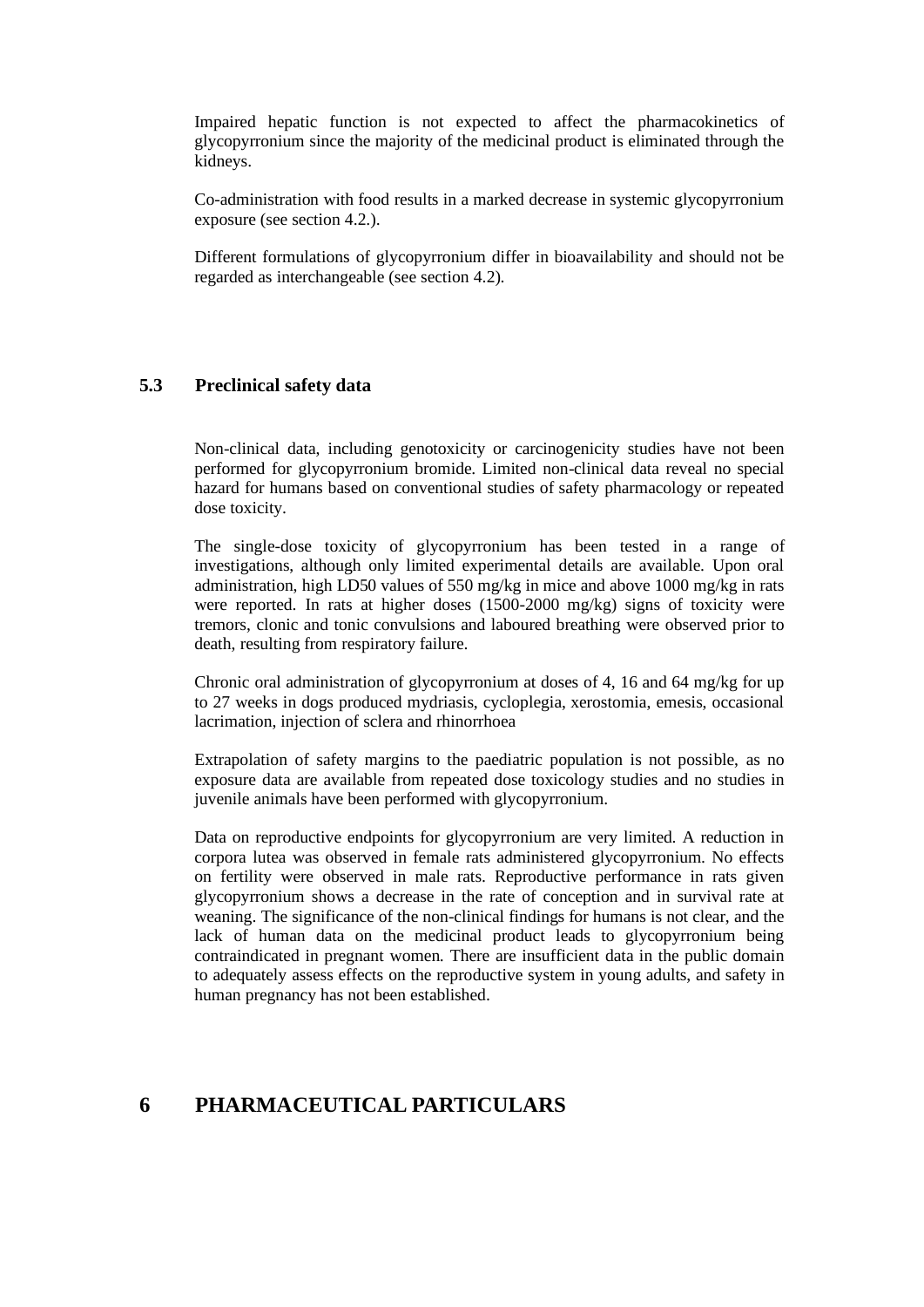Impaired hepatic function is not expected to affect the pharmacokinetics of glycopyrronium since the majority of the medicinal product is eliminated through the kidneys.

Co-administration with food results in a marked decrease in systemic glycopyrronium exposure (see section 4.2.).

Different formulations of glycopyrronium differ in bioavailability and should not be regarded as interchangeable (see section 4.2).

### 5.3 Preclinical safety data

Non-clinical data, including genotoxicity or carcinogenicity studies have not been performed for glycopyrronium bromide. Limited non-clinical data reveal no special hazard for humans based on conventional studies of safety pharmacology or repeated dose toxicity.

The single-dose toxicity of glycopyrronium has been tested in a range of investigations, although only limited experimental details are available. Upon oral administration, high LD50 values of 550 mg/kg in mice and above 1000 mg/kg in rats were reported. In rats at higher doses (1500-2000 mg/kg) signs of toxicity were tremors, clonic and tonic convulsions and laboured breathing were observed prior to death, resulting from respiratory failure.

Chronic oral administration of glycopyrronium at doses of 4, 16 and 64 mg/kg for up to 27 weeks in dogs produced mydriasis, cycloplegia, xerostomia, emesis, occasional lacrimation, injection of sclera and rhinorrhoea

Extrapolation of safety margins to the paediatric population is not possible, as no exposure data are available from repeated dose toxicology studies and no studies in juvenile animals have been performed with glycopyrronium.

Data on reproductive endpoints for glycopyrronium are very limited. A reduction in corpora lutea was observed in female rats administered glycopyrronium. No effects on fertility were observed in male rats. Reproductive performance in rats given glycopyrronium shows a decrease in the rate of conception and in survival rate at weaning. The significance of the non-clinical findings for humans is not clear, and the lack of human data on the medicinal product leads to glycopyrronium being contraindicated in pregnant women. There are insufficient data in the public domain to adequately assess effects on the reproductive system in young adults, and safety in human pregnancy has not been established.

## 6 PHARMACEUTICAL PARTICULARS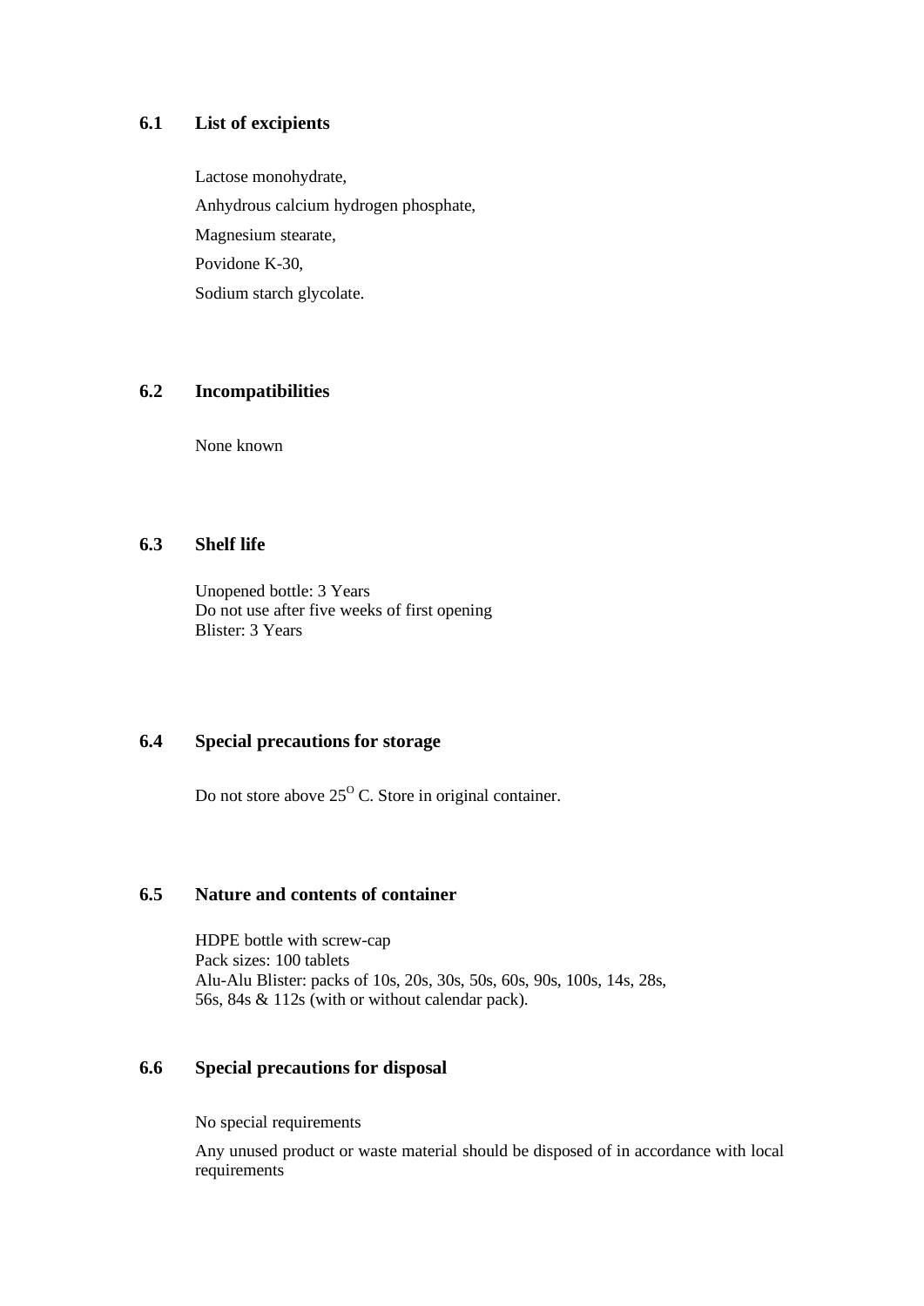### 6.1 List of excipients

Lactose monohydrate,

Anhydrous calcium hydrogen phosphate,

Magnesium stearate,

Povidone K-30,

Sodium starch glycolate.

### 6.2 Incompatibilities

None known

### 6.3 Shelf life

Unopened bottle: 3 Years
Do not use after five weeks of first opening
Blister: 3 Years

### 6.4 Special precautions for storage

Do not store above $25^{O}$ C. Store in original container.

### 6.5 Nature and contents of container

HDPE bottle with screw-cap
Pack sizes: 100 tablets
Alu-Alu Blister: packs of 10s, 20s, 30s, 50s, 60s, 90s, 100s, 14s, 28s, 56s, 84s & 112s (with or without calendar pack).

### 6.6 Special precautions for disposal

No special requirements

Any unused product or waste material should be disposed of in accordance with local requirements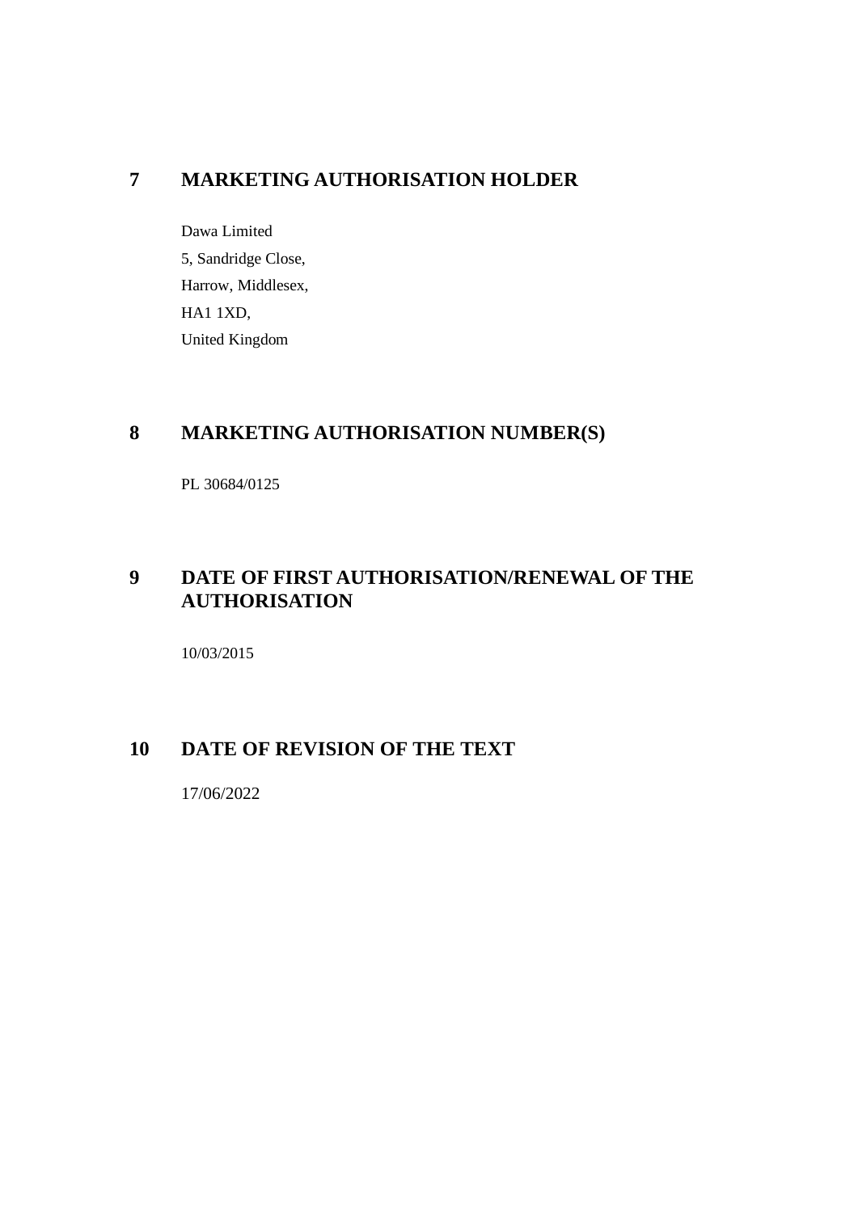## 7 MARKETING AUTHORISATION HOLDER

Dawa Limited
5, Sandridge Close,
Harrow, Middlesex,
HA1 1XD,
United Kingdom

## 8 MARKETING AUTHORISATION NUMBER(S)

PL 30684/0125

## 9 DATE OF FIRST AUTHORISATION/RENEWAL OF THE AUTHORISATION

10/03/2015

## 10 DATE OF REVISION OF THE TEXT

17/06/2022